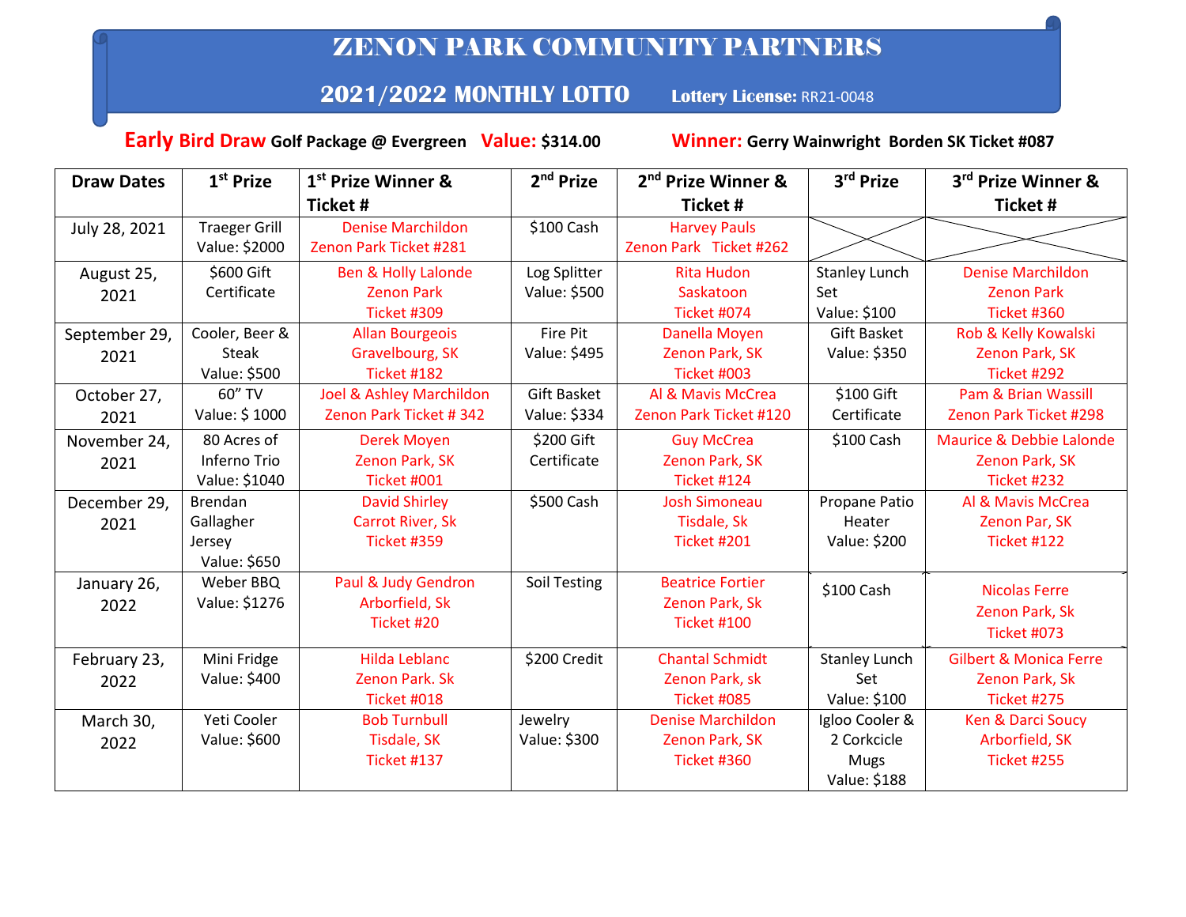# ZENON PARK COMMUNITY PARTNERS

## 2021/2022 MONTHLY LOTTO      **Lottery License:** RR21-0048

**Early Bird Draw** Golf Package @ Evergreen   **Value:** $314.00      **Winner:** Gerry Wainwright  Borden SK Ticket #087

| Draw Dates | 1st Prize | 1st Prize Winner & Ticket # | 2nd Prize | 2nd Prize Winner & Ticket # | 3rd Prize | 3rd Prize Winner & Ticket # |
|---|---|---|---|---|---|---|
| July 28, 2021 | Traeger Grill Value: $2000 | Denise Marchildon Zenon Park Ticket #281 | $100 Cash | Harvey Pauls Zenon Park Ticket #262 | | |
| August 25, 2021 | $600 Gift Certificate | Ben & Holly Lalonde Zenon Park Ticket #309 | Log Splitter Value: $500 | Rita Hudon Saskatoon Ticket #074 | Stanley Lunch Set Value: $100 | Denise Marchildon Zenon Park Ticket #360 |
| September 29, 2021 | Cooler, Beer & Steak Value: $500 | Allan Bourgeois Gravelbourg, SK Ticket #182 | Fire Pit Value: $495 | Danella Moyen Zenon Park, SK Ticket #003 | Gift Basket Value: $350 | Rob & Kelly Kowalski Zenon Park, SK Ticket #292 |
| October 27, 2021 | 60" TV Value: $ 1000 | Joel & Ashley Marchildon Zenon Park Ticket # 342 | Gift Basket Value: $334 | Al & Mavis McCrea Zenon Park Ticket #120 | $100 Gift Certificate | Pam & Brian Wassill Zenon Park Ticket #298 |
| November 24, 2021 | 80 Acres of Inferno Trio Value: $1040 | Derek Moyen Zenon Park, SK Ticket #001 | $200 Gift Certificate | Guy McCrea Zenon Park, SK Ticket #124 | $100 Cash | Maurice & Debbie Lalonde Zenon Park, SK Ticket #232 |
| December 29, 2021 | Brendan Gallagher Jersey Value: $650 | David Shirley Carrot River, Sk Ticket #359 | $500 Cash | Josh Simoneau Tisdale, Sk Ticket #201 | Propane Patio Heater Value: $200 | Al & Mavis McCrea Zenon Par, SK Ticket #122 |
| January 26, 2022 | Weber BBQ Value: $1276 | Paul & Judy Gendron Arborfield, Sk Ticket #20 | Soil Testing | Beatrice Fortier Zenon Park, Sk Ticket #100 | $100 Cash | Nicolas Ferre Zenon Park, Sk Ticket #073 |
| February 23, 2022 | Mini Fridge Value: $400 | Hilda Leblanc Zenon Park. Sk Ticket #018 | $200 Credit | Chantal Schmidt Zenon Park, sk Ticket #085 | Stanley Lunch Set Value: $100 | Gilbert & Monica Ferre Zenon Park, Sk Ticket #275 |
| March 30, 2022 | Yeti Cooler Value: $600 | Bob Turnbull Tisdale, SK Ticket #137 | Jewelry Value: $300 | Denise Marchildon Zenon Park, SK Ticket #360 | Igloo Cooler & 2 Corkcicle Mugs Value: $188 | Ken & Darci Soucy Arborfield, SK Ticket #255 |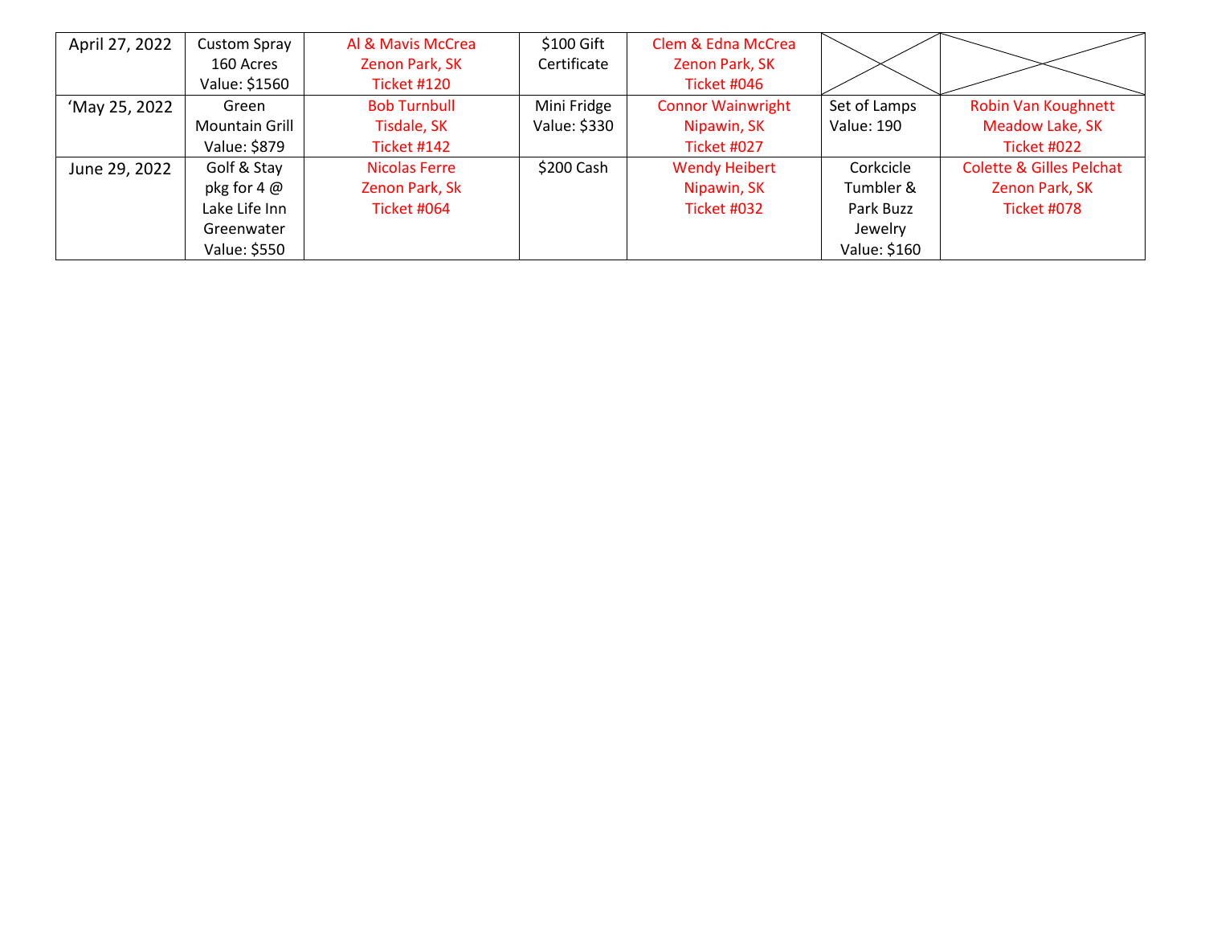| | | | | | | |
|---|---|---|---|---|---|---|
| April 27, 2022 | Custom Spray 160 Acres Value: $1560 | Al & Mavis McCrea Zenon Park, SK Ticket #120 | $100 Gift Certificate | Clem & Edna McCrea Zenon Park, SK Ticket #046 | | |
| ‘May 25, 2022 | Green Mountain Grill Value: $879 | Bob Turnbull Tisdale, SK Ticket #142 | Mini Fridge Value: $330 | Connor Wainwright Nipawin, SK Ticket #027 | Set of Lamps Value: 190 | Robin Van Koughnett Meadow Lake, SK Ticket #022 |
| June 29, 2022 | Golf & Stay pkg for 4 @ Lake Life Inn Greenwater Value: $550 | Nicolas Ferre Zenon Park, Sk Ticket #064 | $200 Cash | Wendy Heibert Nipawin, SK Ticket #032 | Corkcicle Tumbler & Park Buzz Jewelry Value: $160 | Colette & Gilles Pelchat Zenon Park, SK Ticket #078 |